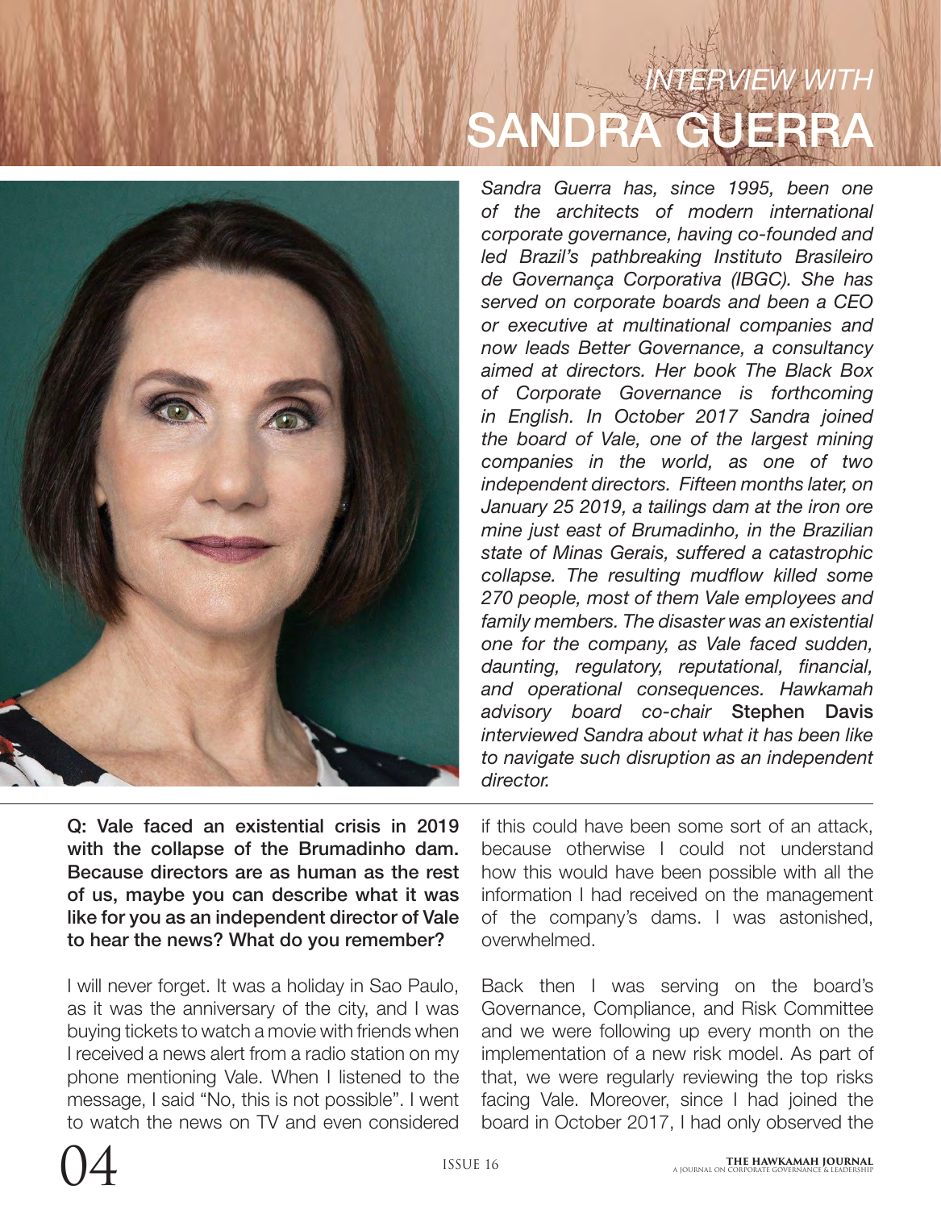# INTERVIEW WITH SANDRA GUERRA

*Sandra Guerra has, since 1995, been one of the architects of modern international corporate governance, having co-founded and led Brazil's pathbreaking Instituto Brasileiro de Governança Corporativa (IBGC). She has served on corporate boards and been a CEO or executive at multinational companies and now leads Better Governance, a consultancy aimed at directors. Her book The Black Box of Corporate Governance is forthcoming in English. In October 2017 Sandra joined the board of Vale, one of the largest mining companies in the world, as one of two independent directors. Fifteen months later, on January 25 2019, a tailings dam at the iron ore mine just east of Brumadinho, in the Brazilian state of Minas Gerais, suffered a catastrophic collapse. The resulting mudflow killed some 270 people, most of them Vale employees and family members. The disaster was an existential one for the company, as Vale faced sudden, daunting, regulatory, reputational, financial, and operational consequences. Hawkamah advisory board co-chair* **Stephen Davis** *interviewed Sandra about what it has been like to navigate such disruption as an independent director.*

**Q: Vale faced an existential crisis in 2019 with the collapse of the Brumadinho dam. Because directors are as human as the rest of us, maybe you can describe what it was like for you as an independent director of Vale to hear the news? What do you remember?**

I will never forget. It was a holiday in Sao Paulo, as it was the anniversary of the city, and I was buying tickets to watch a movie with friends when I received a news alert from a radio station on my phone mentioning Vale. When I listened to the message, I said "No, this is not possible". I went to watch the news on TV and even considered if this could have been some sort of an attack, because otherwise I could not understand how this would have been possible with all the information I had received on the management of the company's dams. I was astonished, overwhelmed.

Back then I was serving on the board's Governance, Compliance, and Risk Committee and we were following up every month on the implementation of a new risk model. As part of that, we were regularly reviewing the top risks facing Vale. Moreover, since I had joined the board in October 2017, I had only observed the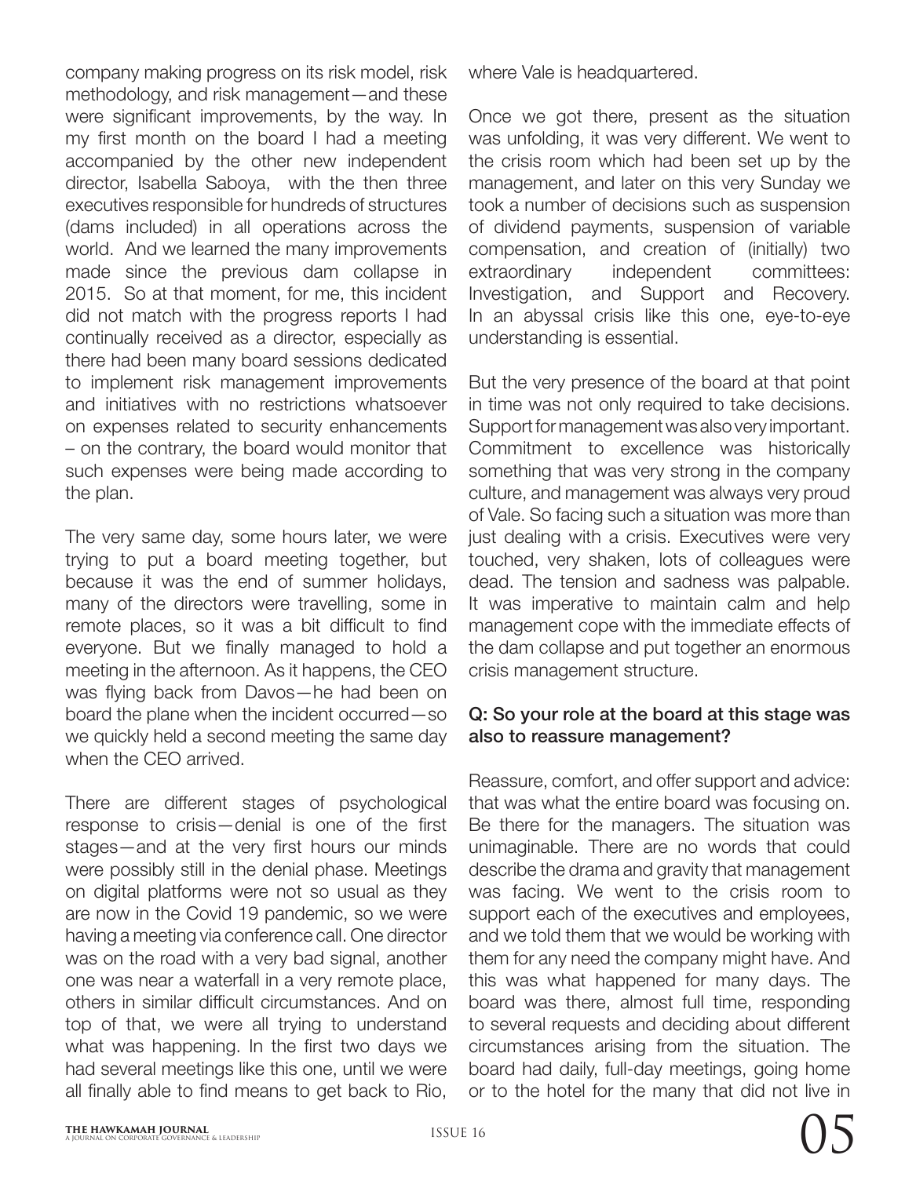company making progress on its risk model, risk methodology, and risk management—and these were significant improvements, by the way. In my first month on the board I had a meeting accompanied by the other new independent director, Isabella Saboya, with the then three executives responsible for hundreds of structures (dams included) in all operations across the world. And we learned the many improvements made since the previous dam collapse in 2015. So at that moment, for me, this incident did not match with the progress reports I had continually received as a director, especially as there had been many board sessions dedicated to implement risk management improvements and initiatives with no restrictions whatsoever on expenses related to security enhancements – on the contrary, the board would monitor that such expenses were being made according to the plan.

The very same day, some hours later, we were trying to put a board meeting together, but because it was the end of summer holidays, many of the directors were travelling, some in remote places, so it was a bit difficult to find everyone. But we finally managed to hold a meeting in the afternoon. As it happens, the CEO was flying back from Davos—he had been on board the plane when the incident occurred—so we quickly held a second meeting the same day when the CEO arrived.

There are different stages of psychological response to crisis—denial is one of the first stages—and at the very first hours our minds were possibly still in the denial phase. Meetings on digital platforms were not so usual as they are now in the Covid 19 pandemic, so we were having a meeting via conference call. One director was on the road with a very bad signal, another one was near a waterfall in a very remote place, others in similar difficult circumstances. And on top of that, we were all trying to understand what was happening. In the first two days we had several meetings like this one, until we were all finally able to find means to get back to Rio, where Vale is headquartered.

Once we got there, present as the situation was unfolding, it was very different. We went to the crisis room which had been set up by the management, and later on this very Sunday we took a number of decisions such as suspension of dividend payments, suspension of variable compensation, and creation of (initially) two extraordinary independent committees: Investigation, and Support and Recovery. In an abyssal crisis like this one, eye-to-eye understanding is essential.

But the very presence of the board at that point in time was not only required to take decisions. Support for management was also very important. Commitment to excellence was historically something that was very strong in the company culture, and management was always very proud of Vale. So facing such a situation was more than just dealing with a crisis. Executives were very touched, very shaken, lots of colleagues were dead. The tension and sadness was palpable. It was imperative to maintain calm and help management cope with the immediate effects of the dam collapse and put together an enormous crisis management structure.

**Q: So your role at the board at this stage was also to reassure management?**

Reassure, comfort, and offer support and advice: that was what the entire board was focusing on. Be there for the managers. The situation was unimaginable. There are no words that could describe the drama and gravity that management was facing. We went to the crisis room to support each of the executives and employees, and we told them that we would be working with them for any need the company might have. And this was what happened for many days. The board was there, almost full time, responding to several requests and deciding about different circumstances arising from the situation. The board had daily, full-day meetings, going home or to the hotel for the many that did not live in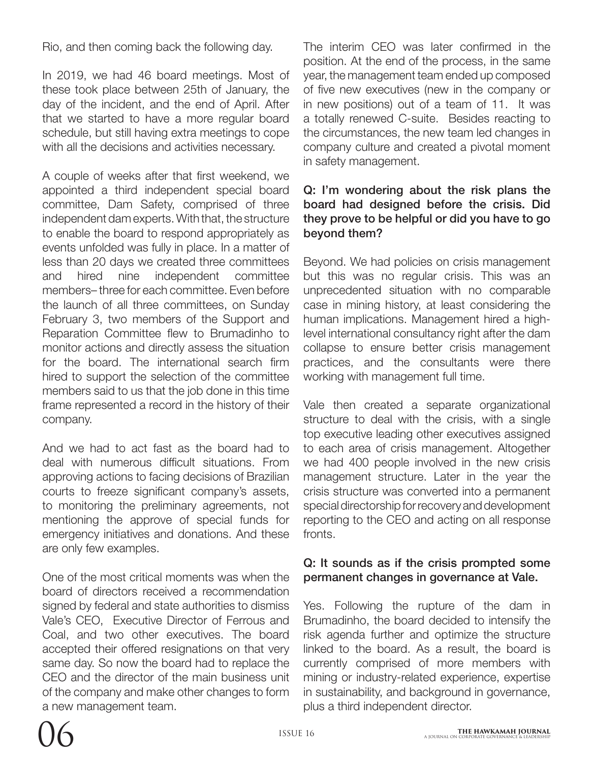Rio, and then coming back the following day.

In 2019, we had 46 board meetings. Most of these took place between 25th of January, the day of the incident, and the end of April. After that we started to have a more regular board schedule, but still having extra meetings to cope with all the decisions and activities necessary.

A couple of weeks after that first weekend, we appointed a third independent special board committee, Dam Safety, comprised of three independent dam experts. With that, the structure to enable the board to respond appropriately as events unfolded was fully in place. In a matter of less than 20 days we created three committees and hired nine independent committee members– three for each committee. Even before the launch of all three committees, on Sunday February 3, two members of the Support and Reparation Committee flew to Brumadinho to monitor actions and directly assess the situation for the board. The international search firm hired to support the selection of the committee members said to us that the job done in this time frame represented a record in the history of their company.

And we had to act fast as the board had to deal with numerous difficult situations. From approving actions to facing decisions of Brazilian courts to freeze significant company's assets, to monitoring the preliminary agreements, not mentioning the approve of special funds for emergency initiatives and donations. And these are only few examples.

One of the most critical moments was when the board of directors received a recommendation signed by federal and state authorities to dismiss Vale's CEO, Executive Director of Ferrous and Coal, and two other executives. The board accepted their offered resignations on that very same day. So now the board had to replace the CEO and the director of the main business unit of the company and make other changes to form a new management team.

The interim CEO was later confirmed in the position. At the end of the process, in the same year, the management team ended up composed of five new executives (new in the company or in new positions) out of a team of 11. It was a totally renewed C-suite. Besides reacting to the circumstances, the new team led changes in company culture and created a pivotal moment in safety management.

**Q: I'm wondering about the risk plans the board had designed before the crisis. Did they prove to be helpful or did you have to go beyond them?**

Beyond. We had policies on crisis management but this was no regular crisis. This was an unprecedented situation with no comparable case in mining history, at least considering the human implications. Management hired a high-level international consultancy right after the dam collapse to ensure better crisis management practices, and the consultants were there working with management full time.

Vale then created a separate organizational structure to deal with the crisis, with a single top executive leading other executives assigned to each area of crisis management. Altogether we had 400 people involved in the new crisis management structure. Later in the year the crisis structure was converted into a permanent special directorship for recovery and development reporting to the CEO and acting on all response fronts.

**Q: It sounds as if the crisis prompted some permanent changes in governance at Vale.**

Yes. Following the rupture of the dam in Brumadinho, the board decided to intensify the risk agenda further and optimize the structure linked to the board. As a result, the board is currently comprised of more members with mining or industry-related experience, expertise in sustainability, and background in governance, plus a third independent director.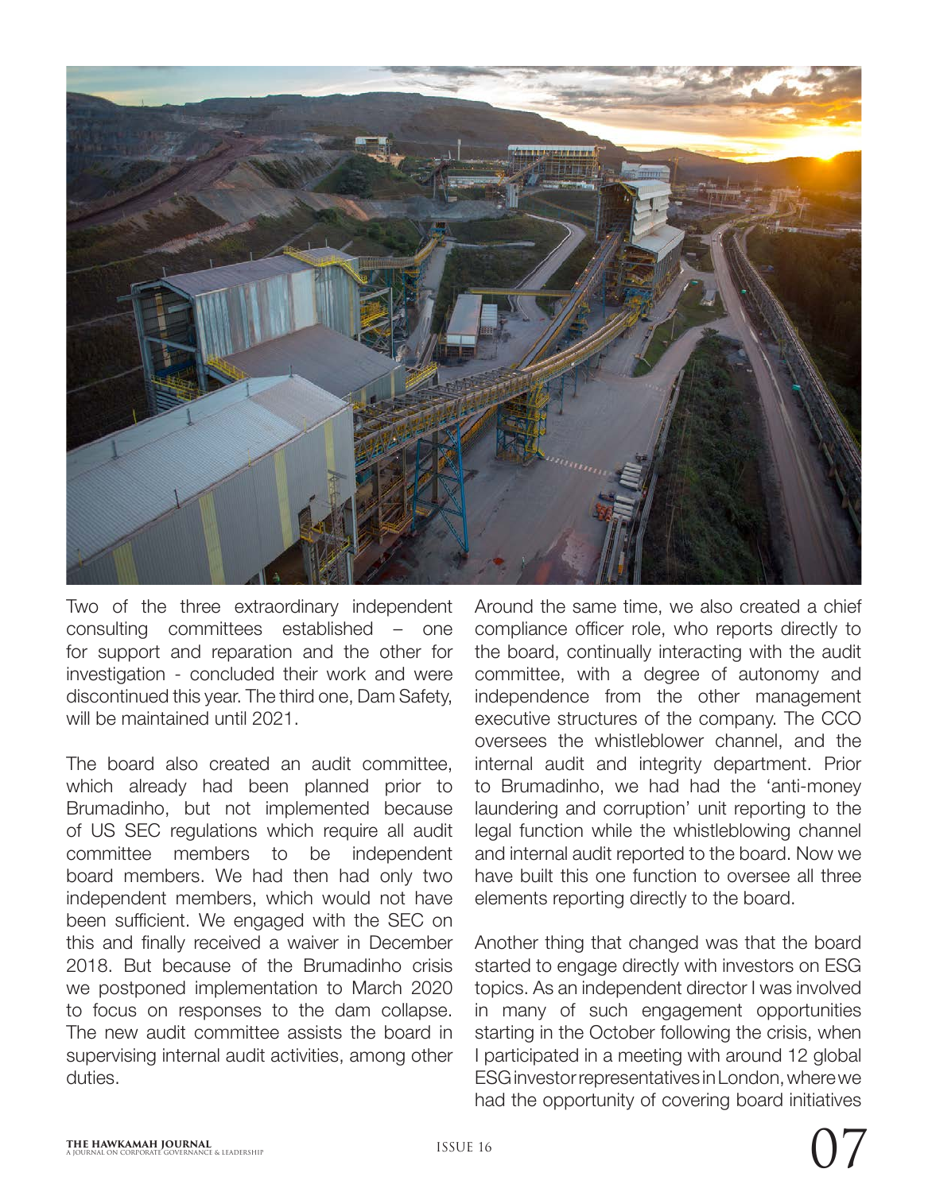Two of the three extraordinary independent consulting committees established – one for support and reparation and the other for investigation - concluded their work and were discontinued this year. The third one, Dam Safety, will be maintained until 2021.

The board also created an audit committee, which already had been planned prior to Brumadinho, but not implemented because of US SEC regulations which require all audit committee members to be independent board members. We had then had only two independent members, which would not have been sufficient. We engaged with the SEC on this and finally received a waiver in December 2018. But because of the Brumadinho crisis we postponed implementation to March 2020 to focus on responses to the dam collapse. The new audit committee assists the board in supervising internal audit activities, among other duties.

Around the same time, we also created a chief compliance officer role, who reports directly to the board, continually interacting with the audit committee, with a degree of autonomy and independence from the other management executive structures of the company. The CCO oversees the whistleblower channel, and the internal audit and integrity department. Prior to Brumadinho, we had had the 'anti-money laundering and corruption' unit reporting to the legal function while the whistleblowing channel and internal audit reported to the board. Now we have built this one function to oversee all three elements reporting directly to the board.

Another thing that changed was that the board started to engage directly with investors on ESG topics. As an independent director I was involved in many of such engagement opportunities starting in the October following the crisis, when I participated in a meeting with around 12 global ESG investor representatives in London, where we had the opportunity of covering board initiatives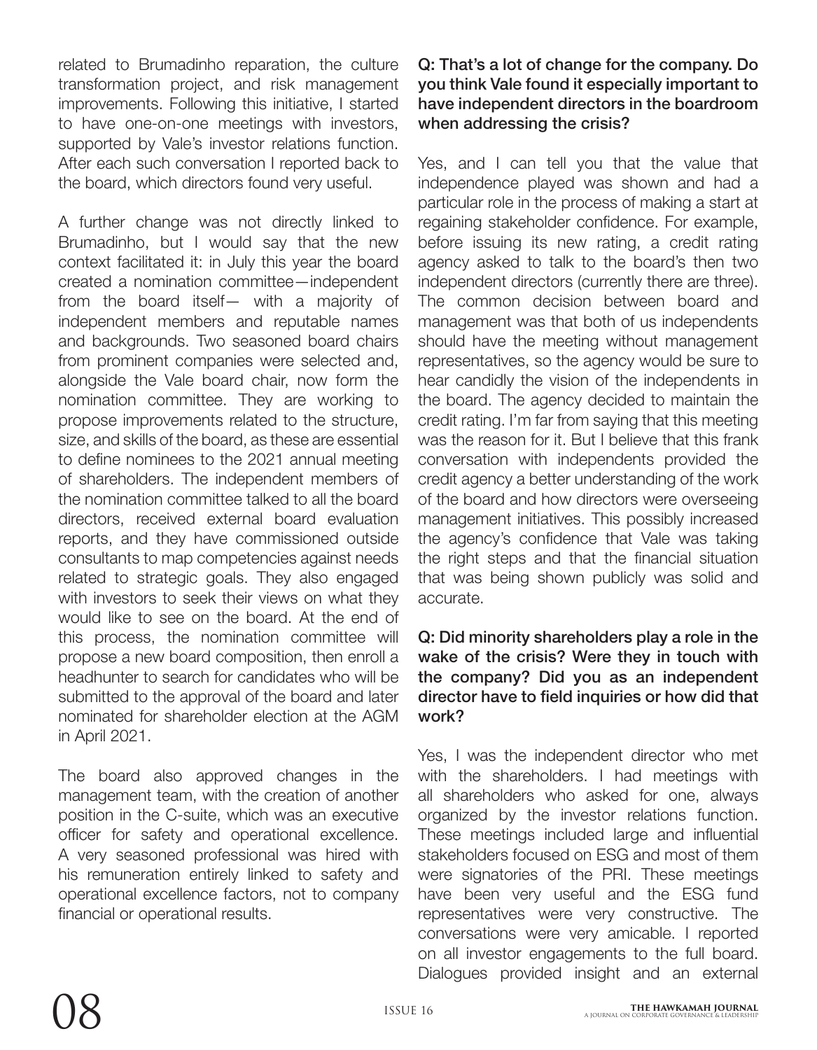related to Brumadinho reparation, the culture transformation project, and risk management improvements. Following this initiative, I started to have one-on-one meetings with investors, supported by Vale's investor relations function. After each such conversation I reported back to the board, which directors found very useful.

A further change was not directly linked to Brumadinho, but I would say that the new context facilitated it: in July this year the board created a nomination committee—independent from the board itself— with a majority of independent members and reputable names and backgrounds. Two seasoned board chairs from prominent companies were selected and, alongside the Vale board chair, now form the nomination committee. They are working to propose improvements related to the structure, size, and skills of the board, as these are essential to define nominees to the 2021 annual meeting of shareholders. The independent members of the nomination committee talked to all the board directors, received external board evaluation reports, and they have commissioned outside consultants to map competencies against needs related to strategic goals. They also engaged with investors to seek their views on what they would like to see on the board. At the end of this process, the nomination committee will propose a new board composition, then enroll a headhunter to search for candidates who will be submitted to the approval of the board and later nominated for shareholder election at the AGM in April 2021.

The board also approved changes in the management team, with the creation of another position in the C-suite, which was an executive officer for safety and operational excellence. A very seasoned professional was hired with his remuneration entirely linked to safety and operational excellence factors, not to company financial or operational results.

**Q: That's a lot of change for the company. Do you think Vale found it especially important to have independent directors in the boardroom when addressing the crisis?**

Yes, and I can tell you that the value that independence played was shown and had a particular role in the process of making a start at regaining stakeholder confidence. For example, before issuing its new rating, a credit rating agency asked to talk to the board's then two independent directors (currently there are three). The common decision between board and management was that both of us independents should have the meeting without management representatives, so the agency would be sure to hear candidly the vision of the independents in the board. The agency decided to maintain the credit rating. I'm far from saying that this meeting was the reason for it. But I believe that this frank conversation with independents provided the credit agency a better understanding of the work of the board and how directors were overseeing management initiatives. This possibly increased the agency's confidence that Vale was taking the right steps and that the financial situation that was being shown publicly was solid and accurate.

**Q: Did minority shareholders play a role in the wake of the crisis? Were they in touch with the company? Did you as an independent director have to field inquiries or how did that work?**

Yes, I was the independent director who met with the shareholders. I had meetings with all shareholders who asked for one, always organized by the investor relations function. These meetings included large and influential stakeholders focused on ESG and most of them were signatories of the PRI. These meetings have been very useful and the ESG fund representatives were very constructive. The conversations were very amicable. I reported on all investor engagements to the full board. Dialogues provided insight and an external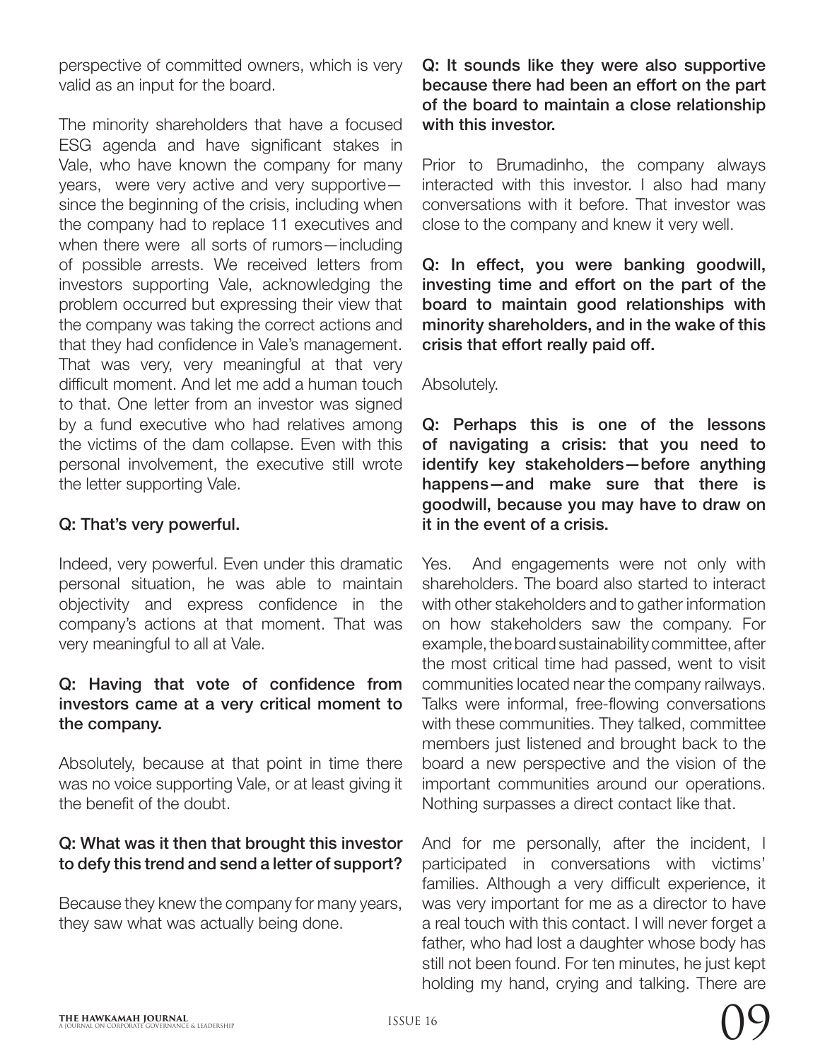perspective of committed owners, which is very valid as an input for the board.

The minority shareholders that have a focused ESG agenda and have significant stakes in Vale, who have known the company for many years, were very active and very supportive—since the beginning of the crisis, including when the company had to replace 11 executives and when there were all sorts of rumors—including of possible arrests. We received letters from investors supporting Vale, acknowledging the problem occurred but expressing their view that the company was taking the correct actions and that they had confidence in Vale's management. That was very, very meaningful at that very difficult moment. And let me add a human touch to that. One letter from an investor was signed by a fund executive who had relatives among the victims of the dam collapse. Even with this personal involvement, the executive still wrote the letter supporting Vale.

**Q: That's very powerful.**

Indeed, very powerful. Even under this dramatic personal situation, he was able to maintain objectivity and express confidence in the company's actions at that moment. That was very meaningful to all at Vale.

**Q: Having that vote of confidence from investors came at a very critical moment to the company.**

Absolutely, because at that point in time there was no voice supporting Vale, or at least giving it the benefit of the doubt.

**Q: What was it then that brought this investor to defy this trend and send a letter of support?**

Because they knew the company for many years, they saw what was actually being done.

**Q: It sounds like they were also supportive because there had been an effort on the part of the board to maintain a close relationship with this investor.**

Prior to Brumadinho, the company always interacted with this investor. I also had many conversations with it before. That investor was close to the company and knew it very well.

**Q: In effect, you were banking goodwill, investing time and effort on the part of the board to maintain good relationships with minority shareholders, and in the wake of this crisis that effort really paid off.**

Absolutely.

**Q: Perhaps this is one of the lessons of navigating a crisis: that you need to identify key stakeholders—before anything happens—and make sure that there is goodwill, because you may have to draw on it in the event of a crisis.**

Yes. And engagements were not only with shareholders. The board also started to interact with other stakeholders and to gather information on how stakeholders saw the company. For example, the board sustainability committee, after the most critical time had passed, went to visit communities located near the company railways. Talks were informal, free-flowing conversations with these communities. They talked, committee members just listened and brought back to the board a new perspective and the vision of the important communities around our operations. Nothing surpasses a direct contact like that.

And for me personally, after the incident, I participated in conversations with victims' families. Although a very difficult experience, it was very important for me as a director to have a real touch with this contact. I will never forget a father, who had lost a daughter whose body has still not been found. For ten minutes, he just kept holding my hand, crying and talking. There are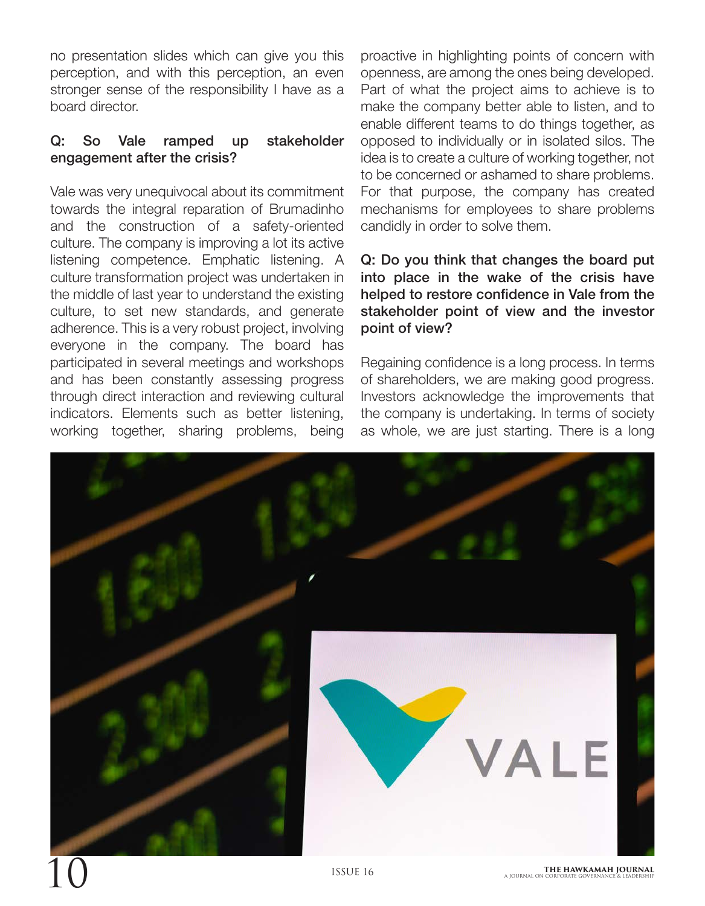no presentation slides which can give you this perception, and with this perception, an even stronger sense of the responsibility I have as a board director.

**Q: So Vale ramped up stakeholder engagement after the crisis?**

Vale was very unequivocal about its commitment towards the integral reparation of Brumadinho and the construction of a safety-oriented culture. The company is improving a lot its active listening competence. Emphatic listening. A culture transformation project was undertaken in the middle of last year to understand the existing culture, to set new standards, and generate adherence. This is a very robust project, involving everyone in the company. The board has participated in several meetings and workshops and has been constantly assessing progress through direct interaction and reviewing cultural indicators. Elements such as better listening, working together, sharing problems, being proactive in highlighting points of concern with openness, are among the ones being developed. Part of what the project aims to achieve is to make the company better able to listen, and to enable different teams to do things together, as opposed to individually or in isolated silos. The idea is to create a culture of working together, not to be concerned or ashamed to share problems. For that purpose, the company has created mechanisms for employees to share problems candidly in order to solve them.

**Q: Do you think that changes the board put into place in the wake of the crisis have helped to restore confidence in Vale from the stakeholder point of view and the investor point of view?**

Regaining confidence is a long process. In terms of shareholders, we are making good progress. Investors acknowledge the improvements that the company is undertaking. In terms of society as whole, we are just starting. There is a long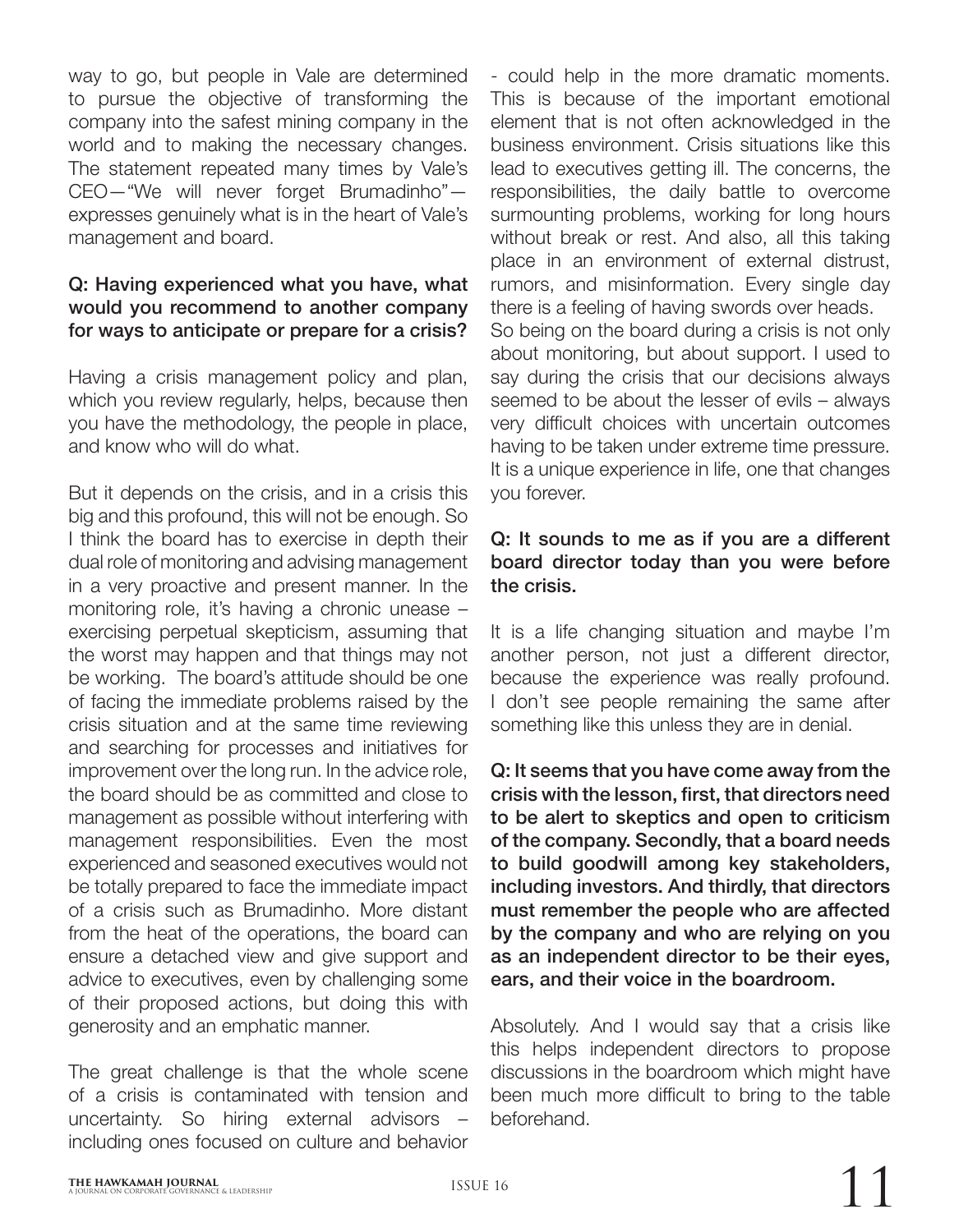way to go, but people in Vale are determined to pursue the objective of transforming the company into the safest mining company in the world and to making the necessary changes. The statement repeated many times by Vale's CEO—"We will never forget Brumadinho"—expresses genuinely what is in the heart of Vale's management and board.

**Q: Having experienced what you have, what would you recommend to another company for ways to anticipate or prepare for a crisis?**

Having a crisis management policy and plan, which you review regularly, helps, because then you have the methodology, the people in place, and know who will do what.

But it depends on the crisis, and in a crisis this big and this profound, this will not be enough. So I think the board has to exercise in depth their dual role of monitoring and advising management in a very proactive and present manner. In the monitoring role, it's having a chronic unease – exercising perpetual skepticism, assuming that the worst may happen and that things may not be working. The board's attitude should be one of facing the immediate problems raised by the crisis situation and at the same time reviewing and searching for processes and initiatives for improvement over the long run. In the advice role, the board should be as committed and close to management as possible without interfering with management responsibilities. Even the most experienced and seasoned executives would not be totally prepared to face the immediate impact of a crisis such as Brumadinho. More distant from the heat of the operations, the board can ensure a detached view and give support and advice to executives, even by challenging some of their proposed actions, but doing this with generosity and an emphatic manner.

The great challenge is that the whole scene of a crisis is contaminated with tension and uncertainty. So hiring external advisors – including ones focused on culture and behavior - could help in the more dramatic moments. This is because of the important emotional element that is not often acknowledged in the business environment. Crisis situations like this lead to executives getting ill. The concerns, the responsibilities, the daily battle to overcome surmounting problems, working for long hours without break or rest. And also, all this taking place in an environment of external distrust, rumors, and misinformation. Every single day there is a feeling of having swords over heads.
So being on the board during a crisis is not only about monitoring, but about support. I used to say during the crisis that our decisions always seemed to be about the lesser of evils – always very difficult choices with uncertain outcomes having to be taken under extreme time pressure. It is a unique experience in life, one that changes you forever.

**Q: It sounds to me as if you are a different board director today than you were before the crisis.**

It is a life changing situation and maybe I'm another person, not just a different director, because the experience was really profound. I don't see people remaining the same after something like this unless they are in denial.

**Q: It seems that you have come away from the crisis with the lesson, first, that directors need to be alert to skeptics and open to criticism of the company. Secondly, that a board needs to build goodwill among key stakeholders, including investors. And thirdly, that directors must remember the people who are affected by the company and who are relying on you as an independent director to be their eyes, ears, and their voice in the boardroom.**

Absolutely. And I would say that a crisis like this helps independent directors to propose discussions in the boardroom which might have been much more difficult to bring to the table beforehand.